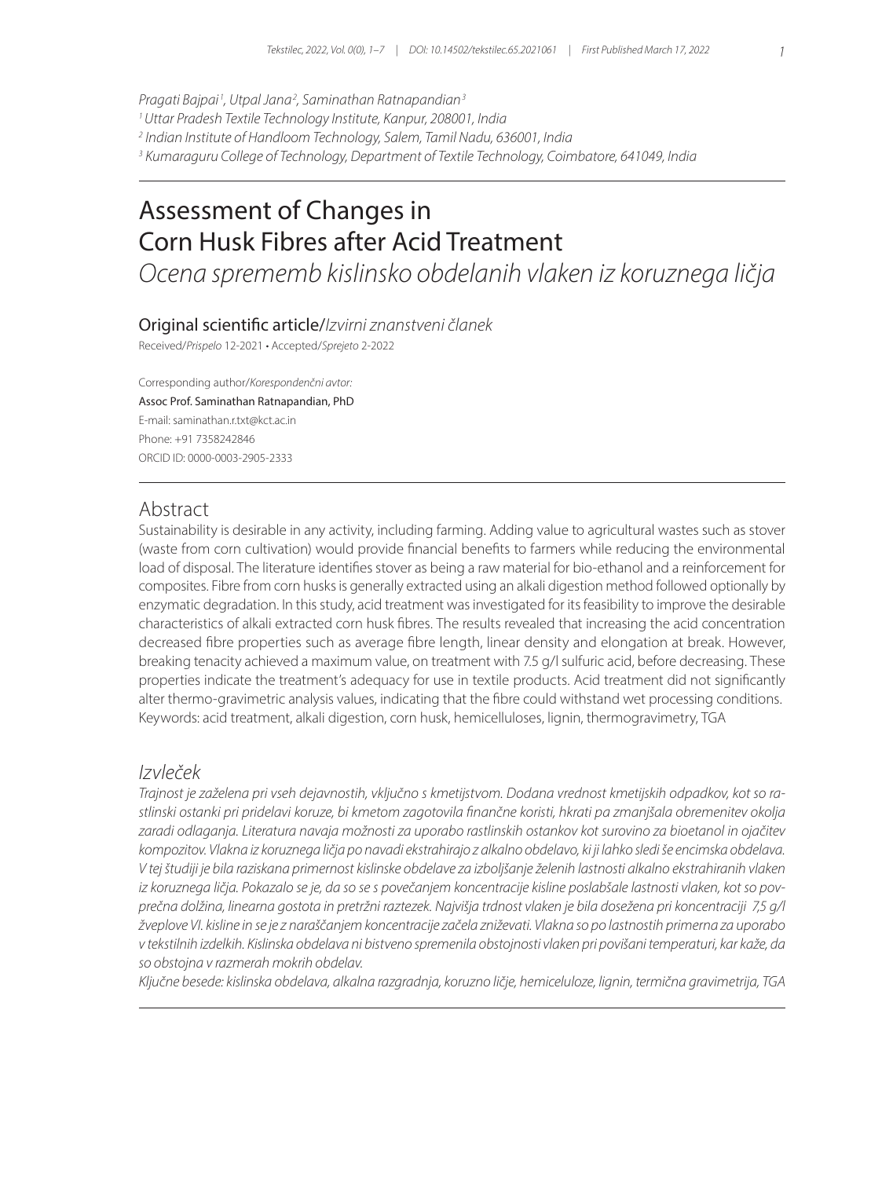*Pragati Bajpai[1], Utpal Jana[2], Saminathan Ratnapandian[3]*

*[1] Uttar Pradesh Textile Technology Institute, Kanpur, 208001, India*

*[2] Indian Institute of Handloom Technology, Salem, Tamil Nadu, 636001, India*

*[3] Kumaraguru College of Technology, Department of Textile Technology, Coimbatore, 641049, India*

# Assessment of Changes in Corn Husk Fibres after Acid Treatment

## *Ocena sprememb kislinsko obdelanih vlaken iz koruznega ličja*

**Original scientific article/*Izvirni znanstveni članek***

Received/*Prispelo* 12-2021 • Accepted/*Sprejeto* 2-2022

Corresponding author/*Korespondenčni avtor:*
Assoc Prof. Saminathan Ratnapandian, PhD
E-mail: saminathan.r.txt@kct.ac.in
Phone: +91 7358242846
ORCID ID: 0000-0003-2905-2333

## Abstract

Sustainability is desirable in any activity, including farming. Adding value to agricultural wastes such as stover (waste from corn cultivation) would provide financial benefits to farmers while reducing the environmental load of disposal. The literature identifies stover as being a raw material for bio-ethanol and a reinforcement for composites. Fibre from corn husks is generally extracted using an alkali digestion method followed optionally by enzymatic degradation. In this study, acid treatment was investigated for its feasibility to improve the desirable characteristics of alkali extracted corn husk fibres. The results revealed that increasing the acid concentration decreased fibre properties such as average fibre length, linear density and elongation at break. However, breaking tenacity achieved a maximum value, on treatment with 7.5 g/l sulfuric acid, before decreasing. These properties indicate the treatment's adequacy for use in textile products. Acid treatment did not significantly alter thermo-gravimetric analysis values, indicating that the fibre could withstand wet processing conditions.

Keywords: acid treatment, alkali digestion, corn husk, hemicelluloses, lignin, thermogravimetry, TGA

## *Izvleček*

*Trajnost je zaželena pri vseh dejavnostih, vključno s kmetijstvom. Dodana vrednost kmetijskih odpadkov, kot so rastlinski ostanki pri pridelavi koruze, bi kmetom zagotovila finančne koristi, hkrati pa zmanjšala obremenitev okolja zaradi odlaganja. Literatura navaja možnosti za uporabo rastlinskih ostankov kot surovino za bioetanol in ojačitev kompozitov. Vlakna iz koruznega ličja po navadi ekstrahirajo z alkalno obdelavo, ki ji lahko sledi še encimska obdelava. V tej študiji je bila raziskana primernost kislinske obdelave za izboljšanje želenih lastnosti alkalno ekstrahiranih vlaken iz koruznega ličja. Pokazalo se je, da so se s povečanjem koncentracije kisline poslabšale lastnosti vlaken, kot so povprečna dolžina, linearna gostota in pretržni raztezek. Najvišja trdnost vlaken je bila dosežena pri koncentraciji 7,5 g/l žveplove VI. kisline in se je z naraščanjem koncentracije začela zniževati. Vlakna so po lastnostih primerna za uporabo v tekstilnih izdelkih. Kislinska obdelava ni bistveno spremenila obstojnosti vlaken pri povišani temperaturi, kar kaže, da so obstojna v razmerah mokrih obdelav.*

*Ključne besede: kislinska obdelava, alkalna razgradnja, koruzno ličje, hemiceluloze, lignin, termična gravimetrija, TGA*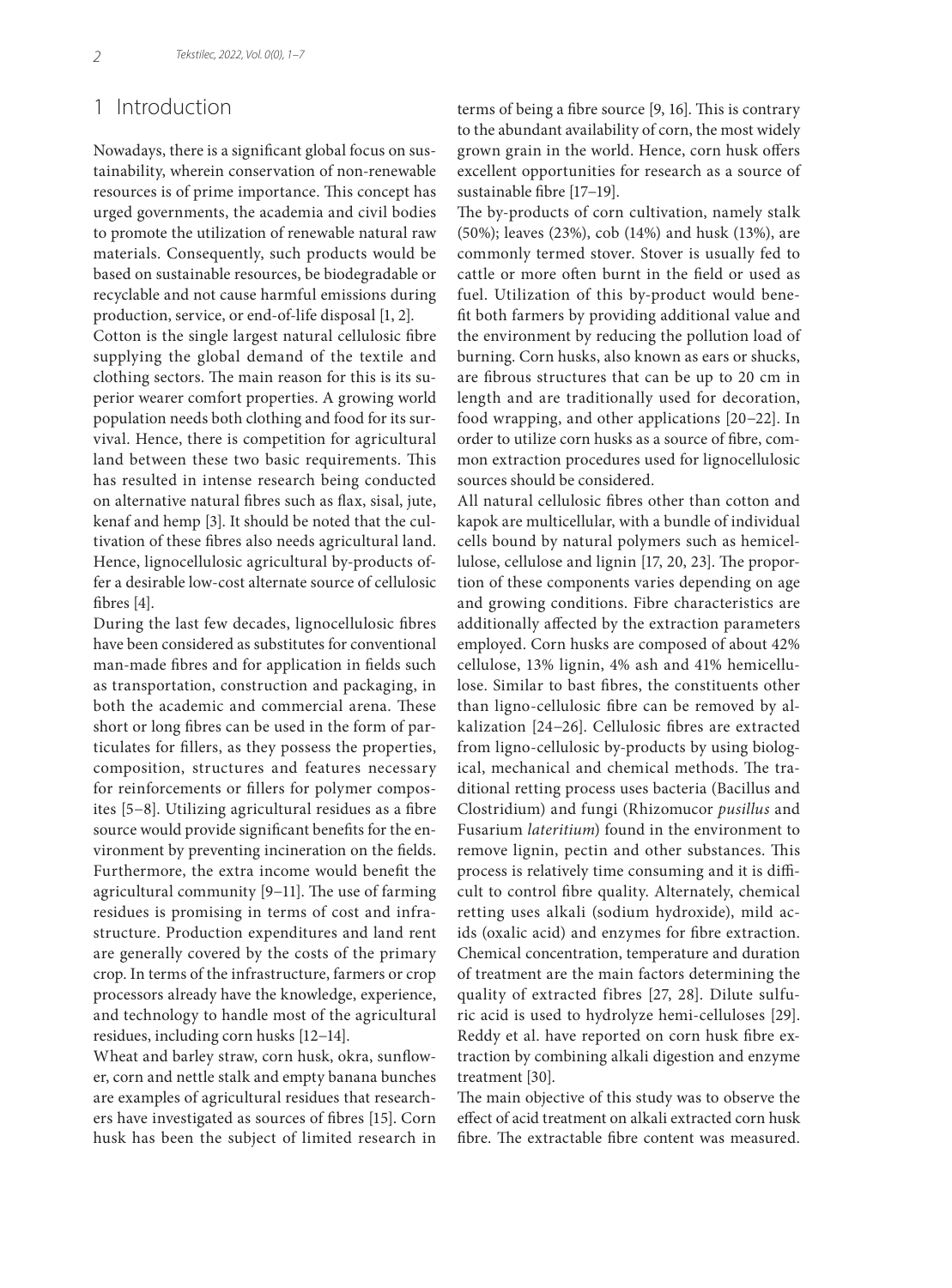## 1 Introduction

Nowadays, there is a significant global focus on sustainability, wherein conservation of non-renewable resources is of prime importance. This concept has urged governments, the academia and civil bodies to promote the utilization of renewable natural raw materials. Consequently, such products would be based on sustainable resources, be biodegradable or recyclable and not cause harmful emissions during production, service, or end-of-life disposal [1, 2].

Cotton is the single largest natural cellulosic fibre supplying the global demand of the textile and clothing sectors. The main reason for this is its superior wearer comfort properties. A growing world population needs both clothing and food for its survival. Hence, there is competition for agricultural land between these two basic requirements. This has resulted in intense research being conducted on alternative natural fibres such as flax, sisal, jute, kenaf and hemp [3]. It should be noted that the cultivation of these fibres also needs agricultural land. Hence, lignocellulosic agricultural by-products offer a desirable low-cost alternate source of cellulosic fibres [4].

During the last few decades, lignocellulosic fibres have been considered as substitutes for conventional man-made fibres and for application in fields such as transportation, construction and packaging, in both the academic and commercial arena. These short or long fibres can be used in the form of particulates for fillers, as they possess the properties, composition, structures and features necessary for reinforcements or fillers for polymer composites [5–8]. Utilizing agricultural residues as a fibre source would provide significant benefits for the environment by preventing incineration on the fields. Furthermore, the extra income would benefit the agricultural community [9–11]. The use of farming residues is promising in terms of cost and infrastructure. Production expenditures and land rent are generally covered by the costs of the primary crop. In terms of the infrastructure, farmers or crop processors already have the knowledge, experience, and technology to handle most of the agricultural residues, including corn husks [12–14].

Wheat and barley straw, corn husk, okra, sunflower, corn and nettle stalk and empty banana bunches are examples of agricultural residues that researchers have investigated as sources of fibres [15]. Corn husk has been the subject of limited research in terms of being a fibre source [9, 16]. This is contrary to the abundant availability of corn, the most widely grown grain in the world. Hence, corn husk offers excellent opportunities for research as a source of sustainable fibre [17–19].

The by-products of corn cultivation, namely stalk (50%); leaves (23%), cob (14%) and husk (13%), are commonly termed stover. Stover is usually fed to cattle or more often burnt in the field or used as fuel. Utilization of this by-product would benefit both farmers by providing additional value and the environment by reducing the pollution load of burning. Corn husks, also known as ears or shucks, are fibrous structures that can be up to 20 cm in length and are traditionally used for decoration, food wrapping, and other applications [20–22]. In order to utilize corn husks as a source of fibre, common extraction procedures used for lignocellulosic sources should be considered.

All natural cellulosic fibres other than cotton and kapok are multicellular, with a bundle of individual cells bound by natural polymers such as hemicellulose, cellulose and lignin [17, 20, 23]. The proportion of these components varies depending on age and growing conditions. Fibre characteristics are additionally affected by the extraction parameters employed. Corn husks are composed of about 42% cellulose, 13% lignin, 4% ash and 41% hemicellulose. Similar to bast fibres, the constituents other than ligno-cellulosic fibre can be removed by alkalization [24–26]. Cellulosic fibres are extracted from ligno-cellulosic by-products by using biological, mechanical and chemical methods. The traditional retting process uses bacteria (Bacillus and Clostridium) and fungi (Rhizomucor *pusillus* and Fusarium *lateritium*) found in the environment to remove lignin, pectin and other substances. This process is relatively time consuming and it is difficult to control fibre quality. Alternately, chemical retting uses alkali (sodium hydroxide), mild acids (oxalic acid) and enzymes for fibre extraction. Chemical concentration, temperature and duration of treatment are the main factors determining the quality of extracted fibres [27, 28]. Dilute sulfuric acid is used to hydrolyze hemi-celluloses [29]. Reddy et al. have reported on corn husk fibre extraction by combining alkali digestion and enzyme treatment [30].

The main objective of this study was to observe the effect of acid treatment on alkali extracted corn husk fibre. The extractable fibre content was measured.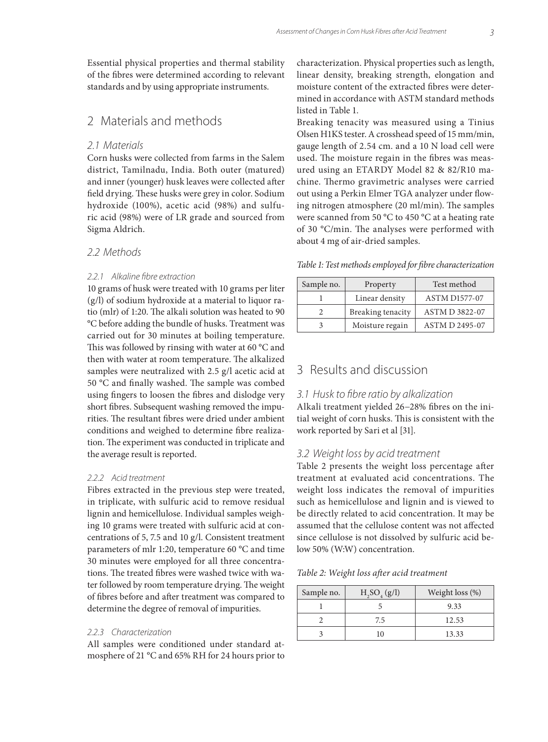Essential physical properties and thermal stability of the fibres were determined according to relevant standards and by using appropriate instruments.

## 2 Materials and methods

### 2.1 Materials

Corn husks were collected from farms in the Salem district, Tamilnadu, India. Both outer (matured) and inner (younger) husk leaves were collected after field drying. These husks were grey in color. Sodium hydroxide (100%), acetic acid (98%) and sulfuric acid (98%) were of LR grade and sourced from Sigma Aldrich.

### 2.2 Methods

#### 2.2.1 Alkaline fibre extraction

10 grams of husk were treated with 10 grams per liter (g/l) of sodium hydroxide at a material to liquor ratio (mlr) of 1:20. The alkali solution was heated to 90 °C before adding the bundle of husks. Treatment was carried out for 30 minutes at boiling temperature. This was followed by rinsing with water at 60 °C and then with water at room temperature. The alkalized samples were neutralized with 2.5 g/l acetic acid at 50 °C and finally washed. The sample was combed using fingers to loosen the fibres and dislodge very short fibres. Subsequent washing removed the impurities. The resultant fibres were dried under ambient conditions and weighed to determine fibre realization. The experiment was conducted in triplicate and the average result is reported.

#### 2.2.2 Acid treatment

Fibres extracted in the previous step were treated, in triplicate, with sulfuric acid to remove residual lignin and hemicellulose. Individual samples weighing 10 grams were treated with sulfuric acid at concentrations of 5, 7.5 and 10 g/l. Consistent treatment parameters of mlr 1:20, temperature 60 °C and time 30 minutes were employed for all three concentrations. The treated fibres were washed twice with water followed by room temperature drying. The weight of fibres before and after treatment was compared to determine the degree of removal of impurities.

#### 2.2.3 Characterization

All samples were conditioned under standard atmosphere of 21 °C and 65% RH for 24 hours prior to characterization. Physical properties such as length, linear density, breaking strength, elongation and moisture content of the extracted fibres were determined in accordance with ASTM standard methods listed in Table 1.

Breaking tenacity was measured using a Tinius Olsen H1KS tester. A crosshead speed of 15 mm/min, gauge length of 2.54 cm. and a 10 N load cell were used. The moisture regain in the fibres was measured using an ETARDY Model 82 & 82/R10 machine. Thermo gravimetric analyses were carried out using a Perkin Elmer TGA analyzer under flowing nitrogen atmosphere (20 ml/min). The samples were scanned from 50 °C to 450 °C at a heating rate of 30 °C/min. The analyses were performed with about 4 mg of air-dried samples.

*Table 1: Test methods employed for fibre characterization*

| Sample no. | Property | Test method |
| --- | --- | --- |
| 1 | Linear density | ASTM D1577-07 |
| 2 | Breaking tenacity | ASTM D 3822-07 |
| 3 | Moisture regain | ASTM D 2495-07 |

## 3 Results and discussion

### 3.1 Husk to fibre ratio by alkalization

Alkali treatment yielded 26–28% fibres on the initial weight of corn husks. This is consistent with the work reported by Sari et al [31].

### 3.2 Weight loss by acid treatment

Table 2 presents the weight loss percentage after treatment at evaluated acid concentrations. The weight loss indicates the removal of impurities such as hemicellulose and lignin and is viewed to be directly related to acid concentration. It may be assumed that the cellulose content was not affected since cellulose is not dissolved by sulfuric acid below 50% (W:W) concentration.

*Table 2: Weight loss after acid treatment*

| Sample no. | $H_2SO_4$ (g/l) | Weight loss (%) |
| --- | --- | --- |
| 1 | 5 | 9.33 |
| 2 | 7.5 | 12.53 |
| 3 | 10 | 13.33 |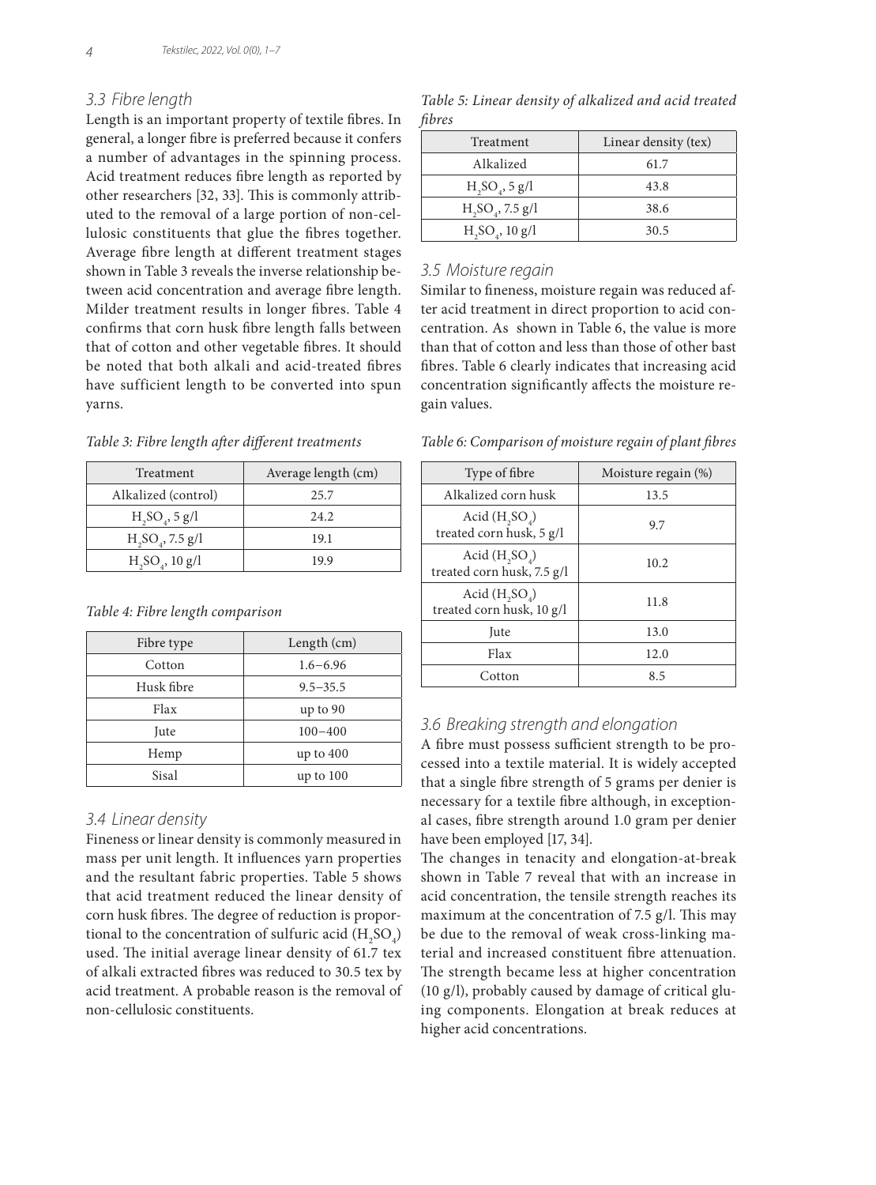### 3.3 Fibre length

Length is an important property of textile fibres. In general, a longer fibre is preferred because it confers a number of advantages in the spinning process. Acid treatment reduces fibre length as reported by other researchers [32, 33]. This is commonly attributed to the removal of a large portion of non-cellulosic constituents that glue the fibres together. Average fibre length at different treatment stages shown in Table 3 reveals the inverse relationship between acid concentration and average fibre length. Milder treatment results in longer fibres. Table 4 confirms that corn husk fibre length falls between that of cotton and other vegetable fibres. It should be noted that both alkali and acid-treated fibres have sufficient length to be converted into spun yarns.

*Table 3: Fibre length after different treatments*

| Treatment | Average length (cm) |
|---|---|
| Alkalized (control) | 25.7 |
| $H_2SO_4$, 5 g/l | 24.2 |
| $H_2SO_4$, 7.5 g/l | 19.1 |
| $H_2SO_4$, 10 g/l | 19.9 |

*Table 4: Fibre length comparison*

| Fibre type | Length (cm) |
|---|---|
| Cotton | 1.6–6.96 |
| Husk fibre | 9.5–35.5 |
| Flax | up to 90 |
| Jute | 100–400 |
| Hemp | up to 400 |
| Sisal | up to 100 |

### 3.4 Linear density

Fineness or linear density is commonly measured in mass per unit length. It influences yarn properties and the resultant fabric properties. Table 5 shows that acid treatment reduced the linear density of corn husk fibres. The degree of reduction is proportional to the concentration of sulfuric acid ($H_2SO_4$) used. The initial average linear density of 61.7 tex of alkali extracted fibres was reduced to 30.5 tex by acid treatment. A probable reason is the removal of non-cellulosic constituents.

*Table 5: Linear density of alkalized and acid treated fibres*

| Treatment | Linear density (tex) |
|---|---|
| Alkalized | 61.7 |
| $H_2SO_4$, 5 g/l | 43.8 |
| $H_2SO_4$, 7.5 g/l | 38.6 |
| $H_2SO_4$, 10 g/l | 30.5 |

### 3.5 Moisture regain

Similar to fineness, moisture regain was reduced after acid treatment in direct proportion to acid concentration. As shown in Table 6, the value is more than that of cotton and less than those of other bast fibres. Table 6 clearly indicates that increasing acid concentration significantly affects the moisture regain values.

*Table 6: Comparison of moisture regain of plant fibres*

| Type of fibre | Moisture regain (%) |
|---|---|
| Alkalized corn husk | 13.5 |
| Acid ($H_2SO_4$) treated corn husk, 5 g/l | 9.7 |
| Acid ($H_2SO_4$) treated corn husk, 7.5 g/l | 10.2 |
| Acid ($H_2SO_4$) treated corn husk, 10 g/l | 11.8 |
| Jute | 13.0 |
| Flax | 12.0 |
| Cotton | 8.5 |

### 3.6 Breaking strength and elongation

A fibre must possess sufficient strength to be processed into a textile material. It is widely accepted that a single fibre strength of 5 grams per denier is necessary for a textile fibre although, in exceptional cases, fibre strength around 1.0 gram per denier have been employed [17, 34].

The changes in tenacity and elongation-at-break shown in Table 7 reveal that with an increase in acid concentration, the tensile strength reaches its maximum at the concentration of 7.5 g/l. This may be due to the removal of weak cross-linking material and increased constituent fibre attenuation. The strength became less at higher concentration (10 g/l), probably caused by damage of critical gluing components. Elongation at break reduces at higher acid concentrations.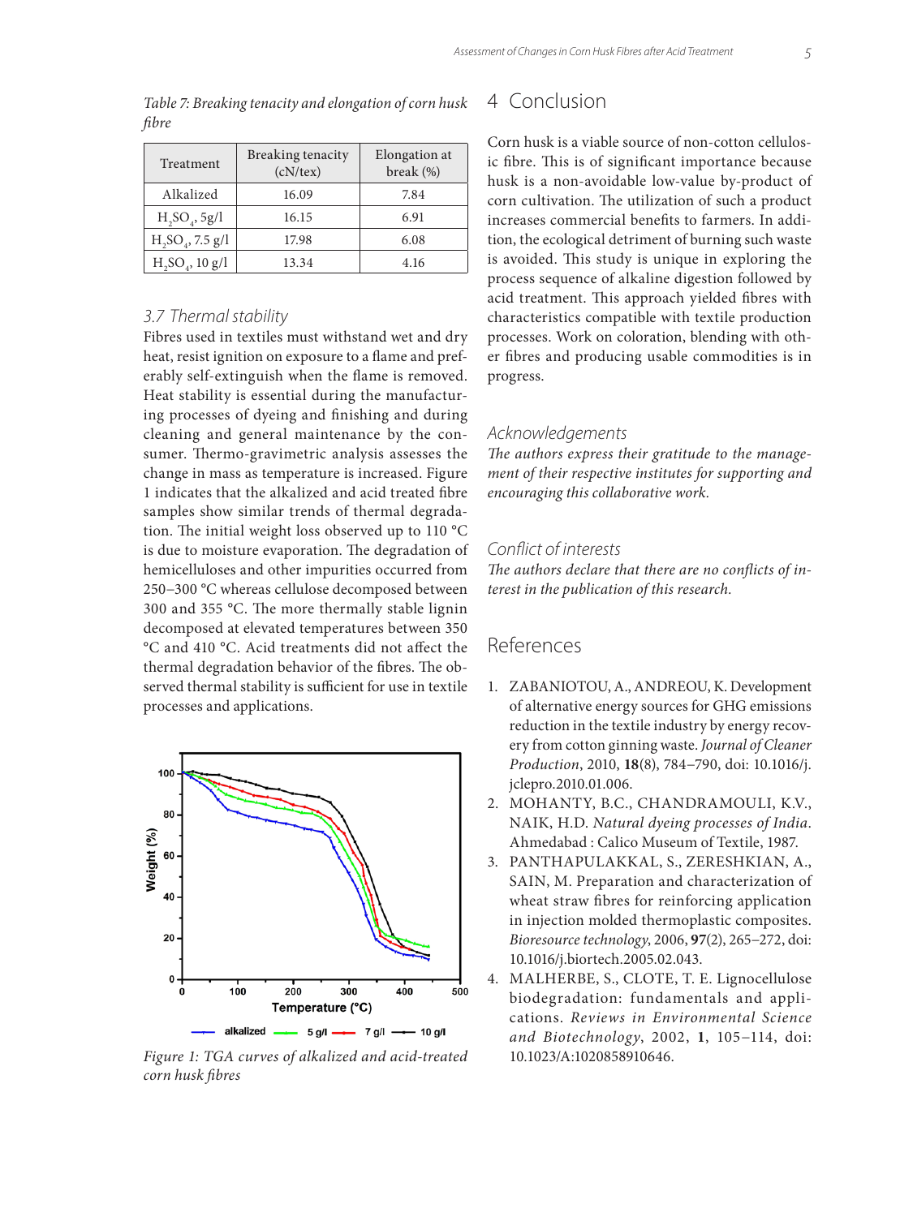*Table 7: Breaking tenacity and elongation of corn husk fibre*

| Treatment | Breaking tenacity (cN/tex) | Elongation at break (%) |
| --- | --- | --- |
| Alkalized | 16.09 | 7.84 |
| $H_2SO_4$, 5g/l | 16.15 | 6.91 |
| $H_2SO_4$, 7.5 g/l | 17.98 | 6.08 |
| $H_2SO_4$, 10 g/l | 13.34 | 4.16 |

### 3.7 Thermal stability

Fibres used in textiles must withstand wet and dry heat, resist ignition on exposure to a flame and preferably self-extinguish when the flame is removed. Heat stability is essential during the manufacturing processes of dyeing and finishing and during cleaning and general maintenance by the consumer. Thermo-gravimetric analysis assesses the change in mass as temperature is increased. Figure 1 indicates that the alkalized and acid treated fibre samples show similar trends of thermal degradation. The initial weight loss observed up to 110 °C is due to moisture evaporation. The degradation of hemicelluloses and other impurities occurred from 250–300 °C whereas cellulose decomposed between 300 and 355 °C. The more thermally stable lignin decomposed at elevated temperatures between 350 °C and 410 °C. Acid treatments did not affect the thermal degradation behavior of the fibres. The observed thermal stability is sufficient for use in textile processes and applications.

*Figure 1: TGA curves of alkalized and acid-treated corn husk fibres*

## 4 Conclusion

Corn husk is a viable source of non-cotton cellulosic fibre. This is of significant importance because husk is a non-avoidable low-value by-product of corn cultivation. The utilization of such a product increases commercial benefits to farmers. In addition, the ecological detriment of burning such waste is avoided. This study is unique in exploring the process sequence of alkaline digestion followed by acid treatment. This approach yielded fibres with characteristics compatible with textile production processes. Work on coloration, blending with other fibres and producing usable commodities is in progress.

### Acknowledgements

*The authors express their gratitude to the management of their respective institutes for supporting and encouraging this collaborative work.*

### Conflict of interests

*The authors declare that there are no conflicts of interest in the publication of this research.*

## References

1. ZABANIOTOU, A., ANDREOU, K. Development of alternative energy sources for GHG emissions reduction in the textile industry by energy recovery from cotton ginning waste. *Journal of Cleaner Production*, 2010, **18**(8), 784–790, doi: 10.1016/j.jclepro.2010.01.006.
2. MOHANTY, B.C., CHANDRAMOULI, K.V., NAIK, H.D. *Natural dyeing processes of India*. Ahmedabad : Calico Museum of Textile, 1987.
3. PANTHAPULAKKAL, S., ZERESHKIAN, A., SAIN, M. Preparation and characterization of wheat straw fibres for reinforcing application in injection molded thermoplastic composites. *Bioresource technology*, 2006, **97**(2), 265–272, doi: 10.1016/j.biortech.2005.02.043.
4. MALHERBE, S., CLOTE, T. E. Lignocellulose biodegradation: fundamentals and applications. *Reviews in Environmental Science and Biotechnology*, 2002, **1**, 105–114, doi: 10.1023/A:1020858910646.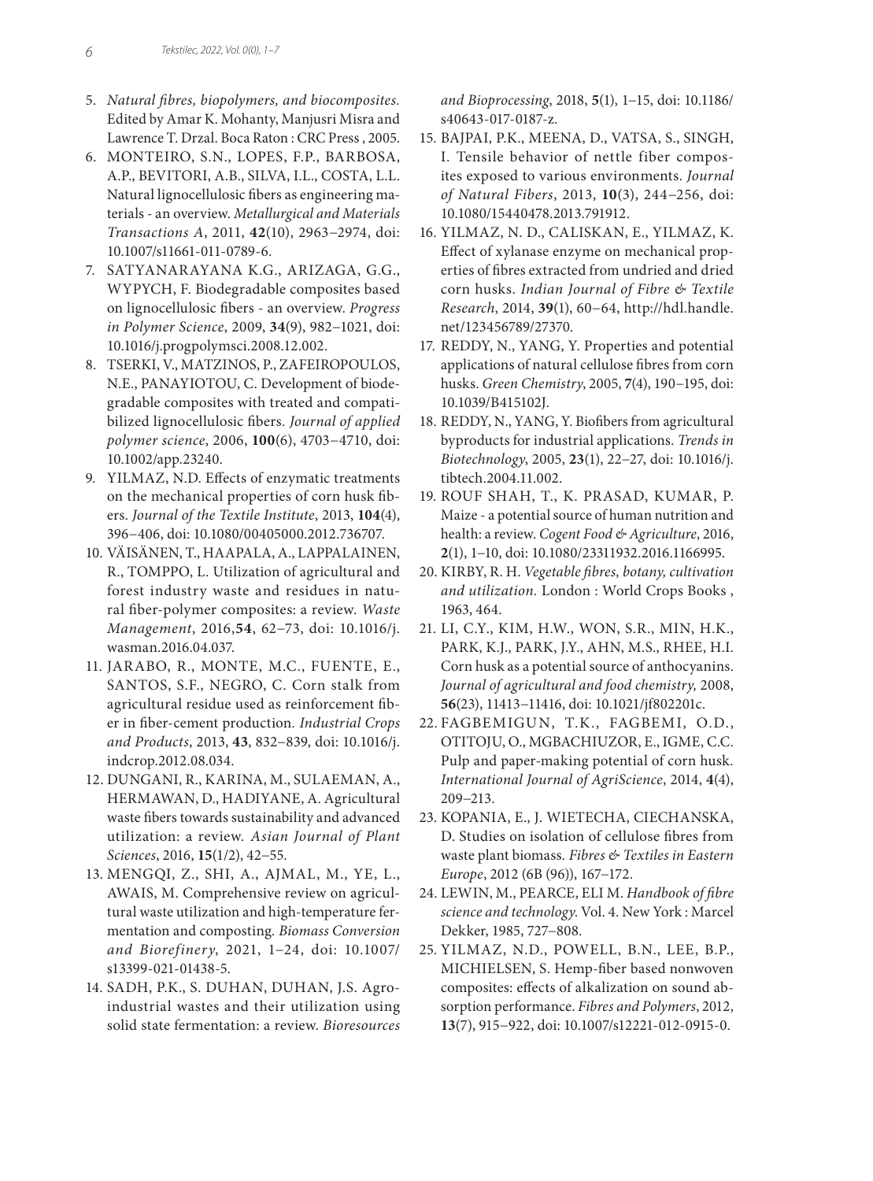5. *Natural fibres, biopolymers, and biocomposites*. Edited by Amar K. Mohanty, Manjusri Misra and Lawrence T. Drzal. Boca Raton : CRC Press , 2005.
6. MONTEIRO, S.N., LOPES, F.P., BARBOSA, A.P., BEVITORI, A.B., SILVA, I.L., COSTA, L.L. Natural lignocellulosic fibers as engineering materials - an overview. *Metallurgical and Materials Transactions A*, 2011, **42**(10), 2963–2974, doi: 10.1007/s11661-011-0789-6.
7. SATYANARAYANA K.G., ARIZAGA, G.G., WYPYCH, F. Biodegradable composites based on lignocellulosic fibers - an overview. *Progress in Polymer Science*, 2009, **34**(9), 982–1021, doi: 10.1016/j.progpolymsci.2008.12.002.
8. TSERKI, V., MATZINOS, P., ZAFEIROPOULOS, N.E., PANAYIOTOU, C. Development of biodegradable composites with treated and compatibilized lignocellulosic fibers. *Journal of applied polymer science*, 2006, **100**(6), 4703−4710, doi: 10.1002/app.23240.
9. YILMAZ, N.D. Effects of enzymatic treatments on the mechanical properties of corn husk fibers. *Journal of the Textile Institute*, 2013, **104**(4), 396−406, doi: 10.1080/00405000.2012.736707.
10. VÄISÄNEN, T., HAAPALA, A., LAPPALAINEN, R., TOMPPO, L. Utilization of agricultural and forest industry waste and residues in natural fiber-polymer composites: a review. *Waste Management*, 2016,**54**, 62–73, doi: 10.1016/j.wasman.2016.04.037.
11. JARABO, R., MONTE, M.C., FUENTE, E., SANTOS, S.F., NEGRO, C. Corn stalk from agricultural residue used as reinforcement fiber in fiber-cement production. *Industrial Crops and Products*, 2013, **43**, 832−839, doi: 10.1016/j.indcrop.2012.08.034.
12. DUNGANI, R., KARINA, M., SULAEMAN, A., HERMAWAN, D., HADIYANE, A. Agricultural waste fibers towards sustainability and advanced utilization: a review. *Asian Journal of Plant Sciences*, 2016, **15**(1/2), 42–55.
13. MENGQI, Z., SHI, A., AJMAL, M., YE, L., AWAIS, M. Comprehensive review on agricultural waste utilization and high-temperature fermentation and composting. *Biomass Conversion and Biorefinery*, 2021, 1–24, doi: 10.1007/s13399-021-01438-5.
14. SADH, P.K., S. DUHAN, DUHAN, J.S. Agro-industrial wastes and their utilization using solid state fermentation: a review. *Bioresources and Bioprocessing*, 2018, **5**(1), 1–15, doi: 10.1186/s40643-017-0187-z.
15. BAJPAI, P.K., MEENA, D., VATSA, S., SINGH, I. Tensile behavior of nettle fiber composites exposed to various environments. *Journal of Natural Fibers*, 2013, **10**(3), 244−256, doi: 10.1080/15440478.2013.791912.
16. YILMAZ, N. D., CALISKAN, E., YILMAZ, K. Effect of xylanase enzyme on mechanical properties of fibres extracted from undried and dried corn husks. *Indian Journal of Fibre & Textile Research*, 2014, **39**(1), 60−64, http://hdl.handle.net/123456789/27370.
17. REDDY, N., YANG, Y. Properties and potential applications of natural cellulose fibres from corn husks. *Green Chemistry*, 2005, **7**(4), 190−195, doi: 10.1039/B415102J.
18. REDDY, N., YANG, Y. Biofibers from agricultural byproducts for industrial applications. *Trends in Biotechnology*, 2005, **23**(1), 22–27, doi: 10.1016/j.tibtech.2004.11.002.
19. ROUF SHAH, T., K. PRASAD, KUMAR, P. Maize - a potential source of human nutrition and health: a review. *Cogent Food & Agriculture*, 2016, **2**(1), 1–10, doi: 10.1080/23311932.2016.1166995.
20. KIRBY, R. H. *Vegetable fibres, botany, cultivation and utilization.* London : World Crops Books , 1963, 464.
21. LI, C.Y., KIM, H.W., WON, S.R., MIN, H.K., PARK, K.J., PARK, J.Y., AHN, M.S., RHEE, H.I. Corn husk as a potential source of anthocyanins. *Journal of agricultural and food chemistry,* 2008, **56**(23), 11413−11416, doi: 10.1021/jf802201c.
22. FAGBEMIGUN, T.K., FAGBEMI, O.D., OTITOJU, O., MGBACHIUZOR, E., IGME, C.C. Pulp and paper-making potential of corn husk. *International Journal of AgriScience*, 2014, **4**(4), 209−213.
23. KOPANIA, E., J. WIETECHA, CIECHANSKA, D. Studies on isolation of cellulose fibres from waste plant biomass. *Fibres & Textiles in Eastern Europe*, 2012 (6B (96)), 167–172.
24. LEWIN, M., PEARCE, ELI M. *Handbook of fibre science and technology.* Vol. 4. New York : Marcel Dekker, 1985, 727–808.
25. YILMAZ, N.D., POWELL, B.N., LEE, B.P., MICHIELSEN, S. Hemp-fiber based nonwoven composites: effects of alkalization on sound absorption performance. *Fibres and Polymers*, 2012, **13**(7), 915−922, doi: 10.1007/s12221-012-0915-0.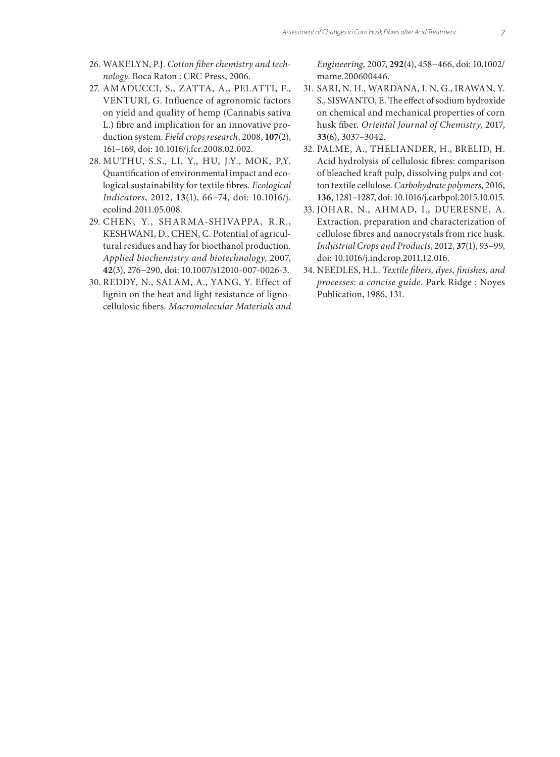26. WAKELYN, P.J. *Cotton fiber chemistry and technology*. Boca Raton : CRC Press, 2006.
27. AMADUCCI, S., ZATTA, A., PELATTI, F., VENTURI, G. Influence of agronomic factors on yield and quality of hemp (Cannabis sativa L.) fibre and implication for an innovative production system. *Field crops research*, 2008, **107**(2), 161–169, doi: 10.1016/j.fcr.2008.02.002.
28. MUTHU, S.S., LI, Y., HU, J.Y., MOK, P.Y. Quantification of environmental impact and ecological sustainability for textile fibres. *Ecological Indicators*, 2012, **13**(1), 66–74, doi: 10.1016/j.ecolind.2011.05.008.
29. CHEN, Y., SHARMA-SHIVAPPA, R.R., KESHWANI, D., CHEN, C. Potential of agricultural residues and hay for bioethanol production. *Applied biochemistry and biotechnology*, 2007, **42**(3), 276–290, doi: 10.1007/s12010-007-0026-3.
30. REDDY, N., SALAM, A., YANG, Y. Effect of lignin on the heat and light resistance of lignocellulosic fibers. *Macromolecular Materials and Engineering,* 2007, **292**(4), 458–466, doi: 10.1002/mame.200600446.
31. SARI, N. H., WARDANA, I. N. G., IRAWAN, Y. S., SISWANTO, E. The effect of sodium hydroxide on chemical and mechanical properties of corn husk fiber. *Oriental Journal of Chemistry*, 2017, **33**(6), 3037–3042.
32. PALME, A., THELIANDER, H., BRELID, H. Acid hydrolysis of cellulosic fibres: comparison of bleached kraft pulp, dissolving pulps and cotton textile cellulose. *Carbohydrate polymers*, 2016, **136**, 1281–1287, doi: 10.1016/j.carbpol.2015.10.015.
33. JOHAR, N., AHMAD, I., DUERESNE, A. Extraction, preparation and characterization of cellulose fibres and nanocrystals from rice husk. *Industrial Crops and Products*, 2012, **37**(1), 93–99, doi: 10.1016/j.indcrop.2011.12.016.
34. NEEDLES, H.L. *Textile fibers, dyes, finishes, and processes: a concise guide*. Park Ridge : Noyes Publication, 1986, 131.